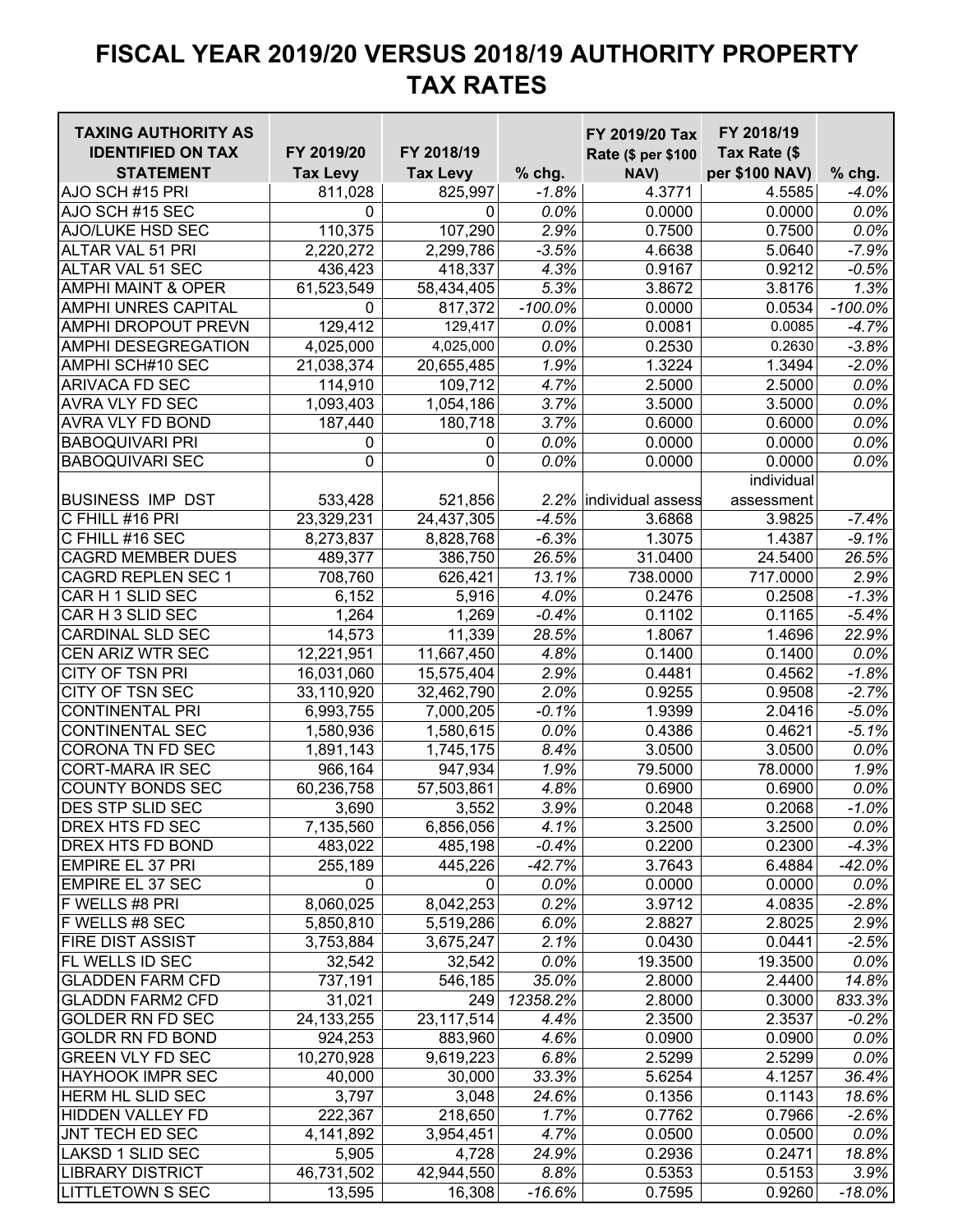# FISCAL YEAR 2019/20 VERSUS 2018/19 AUTHORITY PROPERTY TAX RATES

| TAXING AUTHORITY AS IDENTIFIED ON TAX STATEMENT | FY 2019/20 Tax Levy | FY 2018/19 Tax Levy | % chg. | FY 2019/20 Tax Rate ($ per $100 NAV) | FY 2018/19 Tax Rate ($ per $100 NAV) | % chg. |
|---|---|---|---|---|---|---|
| AJO SCH #15 PRI | 811,028 | 825,997 | -1.8% | 4.3771 | 4.5585 | -4.0% |
| AJO SCH #15 SEC | 0 | 0 | 0.0% | 0.0000 | 0.0000 | 0.0% |
| AJO/LUKE HSD SEC | 110,375 | 107,290 | 2.9% | 0.7500 | 0.7500 | 0.0% |
| ALTAR VAL 51 PRI | 2,220,272 | 2,299,786 | -3.5% | 4.6638 | 5.0640 | -7.9% |
| ALTAR VAL 51 SEC | 436,423 | 418,337 | 4.3% | 0.9167 | 0.9212 | -0.5% |
| AMPHI MAINT & OPER | 61,523,549 | 58,434,405 | 5.3% | 3.8672 | 3.8176 | 1.3% |
| AMPHI UNRES CAPITAL | 0 | 817,372 | -100.0% | 0.0000 | 0.0534 | -100.0% |
| AMPHI DROPOUT PREVN | 129,412 | 129,417 | 0.0% | 0.0081 | 0.0085 | -4.7% |
| AMPHI DESEGREGATION | 4,025,000 | 4,025,000 | 0.0% | 0.2530 | 0.2630 | -3.8% |
| AMPHI SCH#10 SEC | 21,038,374 | 20,655,485 | 1.9% | 1.3224 | 1.3494 | -2.0% |
| ARIVACA FD SEC | 114,910 | 109,712 | 4.7% | 2.5000 | 2.5000 | 0.0% |
| AVRA VLY FD SEC | 1,093,403 | 1,054,186 | 3.7% | 3.5000 | 3.5000 | 0.0% |
| AVRA VLY FD BOND | 187,440 | 180,718 | 3.7% | 0.6000 | 0.6000 | 0.0% |
| BABOQUIVARI PRI | 0 | 0 | 0.0% | 0.0000 | 0.0000 | 0.0% |
| BABOQUIVARI SEC | 0 | 0 | 0.0% | 0.0000 | 0.0000 | 0.0% |
| BUSINESS IMP DST | 533,428 | 521,856 | 2.2% | individual assess | individual assessment | |
| C FHILL #16 PRI | 23,329,231 | 24,437,305 | -4.5% | 3.6868 | 3.9825 | -7.4% |
| C FHILL #16 SEC | 8,273,837 | 8,828,768 | -6.3% | 1.3075 | 1.4387 | -9.1% |
| CAGRD MEMBER DUES | 489,377 | 386,750 | 26.5% | 31.0400 | 24.5400 | 26.5% |
| CAGRD REPLEN SEC 1 | 708,760 | 626,421 | 13.1% | 738.0000 | 717.0000 | 2.9% |
| CAR H 1 SLID SEC | 6,152 | 5,916 | 4.0% | 0.2476 | 0.2508 | -1.3% |
| CAR H 3 SLID SEC | 1,264 | 1,269 | -0.4% | 0.1102 | 0.1165 | -5.4% |
| CARDINAL SLD SEC | 14,573 | 11,339 | 28.5% | 1.8067 | 1.4696 | 22.9% |
| CEN ARIZ WTR SEC | 12,221,951 | 11,667,450 | 4.8% | 0.1400 | 0.1400 | 0.0% |
| CITY OF TSN PRI | 16,031,060 | 15,575,404 | 2.9% | 0.4481 | 0.4562 | -1.8% |
| CITY OF TSN SEC | 33,110,920 | 32,462,790 | 2.0% | 0.9255 | 0.9508 | -2.7% |
| CONTINENTAL PRI | 6,993,755 | 7,000,205 | -0.1% | 1.9399 | 2.0416 | -5.0% |
| CONTINENTAL SEC | 1,580,936 | 1,580,615 | 0.0% | 0.4386 | 0.4621 | -5.1% |
| CORONA TN FD SEC | 1,891,143 | 1,745,175 | 8.4% | 3.0500 | 3.0500 | 0.0% |
| CORT-MARA IR SEC | 966,164 | 947,934 | 1.9% | 79.5000 | 78.0000 | 1.9% |
| COUNTY BONDS SEC | 60,236,758 | 57,503,861 | 4.8% | 0.6900 | 0.6900 | 0.0% |
| DES STP SLID SEC | 3,690 | 3,552 | 3.9% | 0.2048 | 0.2068 | -1.0% |
| DREX HTS FD SEC | 7,135,560 | 6,856,056 | 4.1% | 3.2500 | 3.2500 | 0.0% |
| DREX HTS FD BOND | 483,022 | 485,198 | -0.4% | 0.2200 | 0.2300 | -4.3% |
| EMPIRE EL 37 PRI | 255,189 | 445,226 | -42.7% | 3.7643 | 6.4884 | -42.0% |
| EMPIRE EL 37 SEC | 0 | 0 | 0.0% | 0.0000 | 0.0000 | 0.0% |
| F WELLS #8 PRI | 8,060,025 | 8,042,253 | 0.2% | 3.9712 | 4.0835 | -2.8% |
| F WELLS #8 SEC | 5,850,810 | 5,519,286 | 6.0% | 2.8827 | 2.8025 | 2.9% |
| FIRE DIST ASSIST | 3,753,884 | 3,675,247 | 2.1% | 0.0430 | 0.0441 | -2.5% |
| FL WELLS ID SEC | 32,542 | 32,542 | 0.0% | 19.3500 | 19.3500 | 0.0% |
| GLADDEN FARM CFD | 737,191 | 546,185 | 35.0% | 2.8000 | 2.4400 | 14.8% |
| GLADDN FARM2 CFD | 31,021 | 249 | 12358.2% | 2.8000 | 0.3000 | 833.3% |
| GOLDER RN FD SEC | 24,133,255 | 23,117,514 | 4.4% | 2.3500 | 2.3537 | -0.2% |
| GOLDR RN FD BOND | 924,253 | 883,960 | 4.6% | 0.0900 | 0.0900 | 0.0% |
| GREEN VLY FD SEC | 10,270,928 | 9,619,223 | 6.8% | 2.5299 | 2.5299 | 0.0% |
| HAYHOOK IMPR SEC | 40,000 | 30,000 | 33.3% | 5.6254 | 4.1257 | 36.4% |
| HERM HL SLID SEC | 3,797 | 3,048 | 24.6% | 0.1356 | 0.1143 | 18.6% |
| HIDDEN VALLEY FD | 222,367 | 218,650 | 1.7% | 0.7762 | 0.7966 | -2.6% |
| JNT TECH ED SEC | 4,141,892 | 3,954,451 | 4.7% | 0.0500 | 0.0500 | 0.0% |
| LAKSD 1 SLID SEC | 5,905 | 4,728 | 24.9% | 0.2936 | 0.2471 | 18.8% |
| LIBRARY DISTRICT | 46,731,502 | 42,944,550 | 8.8% | 0.5353 | 0.5153 | 3.9% |
| LITTLETOWN S SEC | 13,595 | 16,308 | -16.6% | 0.7595 | 0.9260 | -18.0% |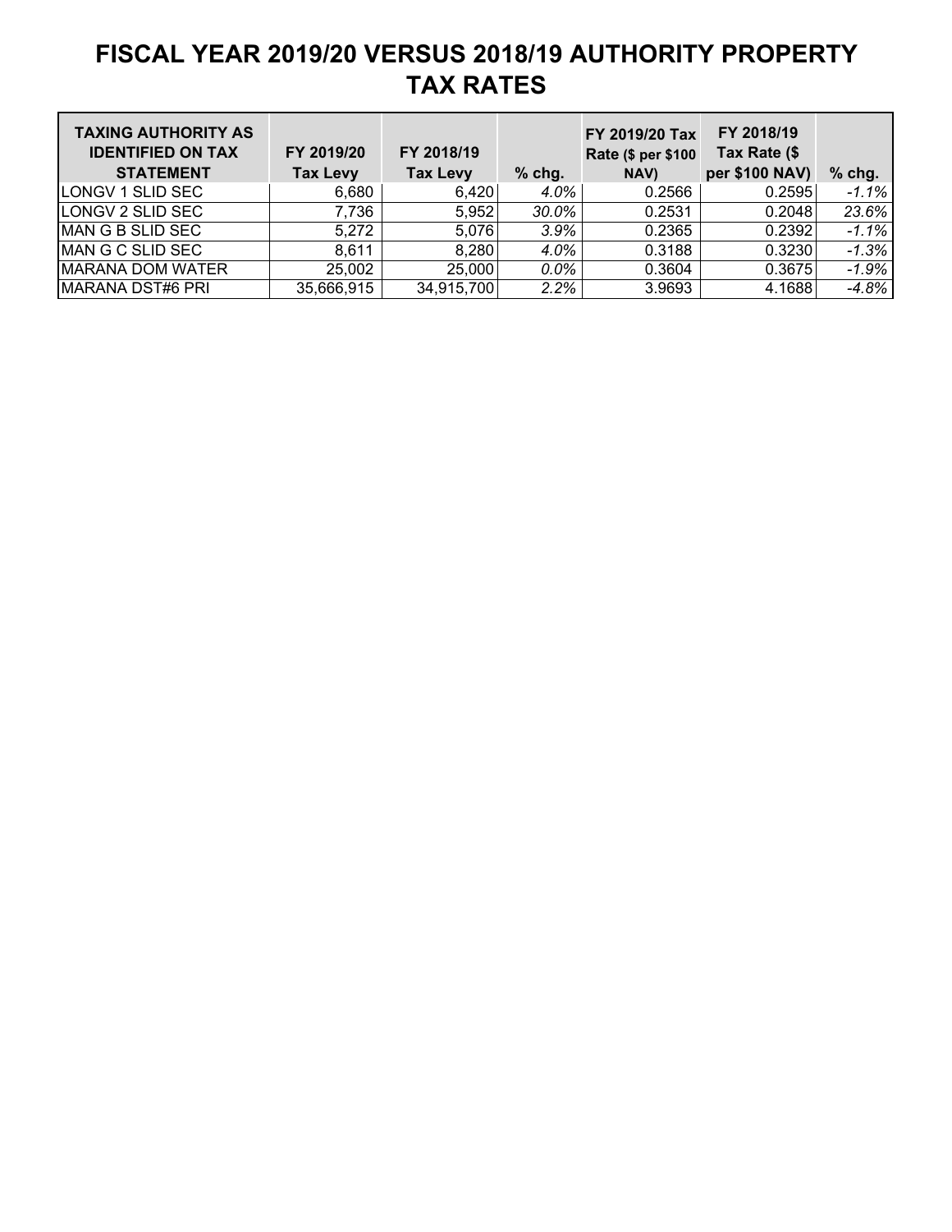# FISCAL YEAR 2019/20 VERSUS 2018/19 AUTHORITY PROPERTY TAX RATES

| TAXING AUTHORITY AS IDENTIFIED ON TAX STATEMENT | FY 2019/20 Tax Levy | FY 2018/19 Tax Levy | % chg. | FY 2019/20 Tax Rate ($ per $100 NAV) | FY 2018/19 Tax Rate ($ per $100 NAV) | % chg. |
|---|---|---|---|---|---|---|
| LONGV 1 SLID SEC | 6,680 | 6,420 | *4.0%* | 0.2566 | 0.2595 | *-1.1%* |
| LONGV 2 SLID SEC | 7,736 | 5,952 | *30.0%* | 0.2531 | 0.2048 | *23.6%* |
| MAN G B SLID SEC | 5,272 | 5,076 | *3.9%* | 0.2365 | 0.2392 | *-1.1%* |
| MAN G C SLID SEC | 8,611 | 8,280 | *4.0%* | 0.3188 | 0.3230 | *-1.3%* |
| MARANA DOM WATER | 25,002 | 25,000 | *0.0%* | 0.3604 | 0.3675 | *-1.9%* |
| MARANA DST#6 PRI | 35,666,915 | 34,915,700 | *2.2%* | 3.9693 | 4.1688 | *-4.8%* |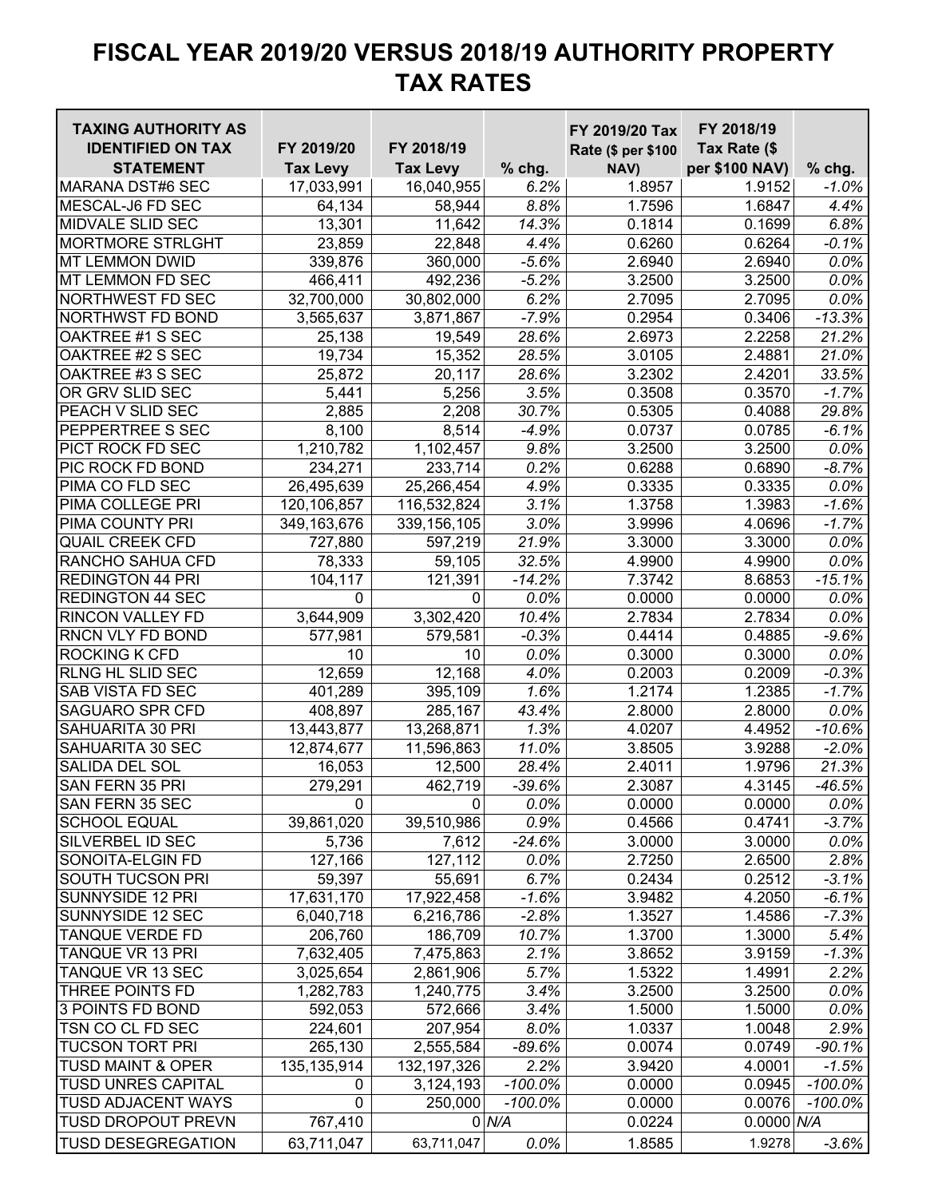# FISCAL YEAR 2019/20 VERSUS 2018/19 AUTHORITY PROPERTY TAX RATES

| TAXING AUTHORITY AS IDENTIFIED ON TAX STATEMENT | FY 2019/20 Tax Levy | FY 2018/19 Tax Levy | % chg. | FY 2019/20 Tax Rate ($ per $100 NAV) | FY 2018/19 Tax Rate ($ per $100 NAV) | % chg. |
|---|---|---|---|---|---|---|
| MARANA DST#6 SEC | 17,033,991 | 16,040,955 | *6.2%* | 1.8957 | 1.9152 | *-1.0%* |
| MESCAL-J6 FD SEC | 64,134 | 58,944 | *8.8%* | 1.7596 | 1.6847 | *4.4%* |
| MIDVALE SLID SEC | 13,301 | 11,642 | *14.3%* | 0.1814 | 0.1699 | *6.8%* |
| MORTMORE STRLGHT | 23,859 | 22,848 | *4.4%* | 0.6260 | 0.6264 | *-0.1%* |
| MT LEMMON DWID | 339,876 | 360,000 | *-5.6%* | 2.6940 | 2.6940 | *0.0%* |
| MT LEMMON FD SEC | 466,411 | 492,236 | *-5.2%* | 3.2500 | 3.2500 | *0.0%* |
| NORTHWEST FD SEC | 32,700,000 | 30,802,000 | *6.2%* | 2.7095 | 2.7095 | *0.0%* |
| NORTHWST FD BOND | 3,565,637 | 3,871,867 | *-7.9%* | 0.2954 | 0.3406 | *-13.3%* |
| OAKTREE #1 S SEC | 25,138 | 19,549 | *28.6%* | 2.6973 | 2.2258 | *21.2%* |
| OAKTREE #2 S SEC | 19,734 | 15,352 | *28.5%* | 3.0105 | 2.4881 | *21.0%* |
| OAKTREE #3 S SEC | 25,872 | 20,117 | *28.6%* | 3.2302 | 2.4201 | *33.5%* |
| OR GRV SLID SEC | 5,441 | 5,256 | *3.5%* | 0.3508 | 0.3570 | *-1.7%* |
| PEACH V SLID SEC | 2,885 | 2,208 | *30.7%* | 0.5305 | 0.4088 | *29.8%* |
| PEPPERTREE S SEC | 8,100 | 8,514 | *-4.9%* | 0.0737 | 0.0785 | *-6.1%* |
| PICT ROCK FD SEC | 1,210,782 | 1,102,457 | *9.8%* | 3.2500 | 3.2500 | *0.0%* |
| PIC ROCK FD BOND | 234,271 | 233,714 | *0.2%* | 0.6288 | 0.6890 | *-8.7%* |
| PIMA CO FLD SEC | 26,495,639 | 25,266,454 | *4.9%* | 0.3335 | 0.3335 | *0.0%* |
| PIMA COLLEGE PRI | 120,106,857 | 116,532,824 | *3.1%* | 1.3758 | 1.3983 | *-1.6%* |
| PIMA COUNTY PRI | 349,163,676 | 339,156,105 | *3.0%* | 3.9996 | 4.0696 | *-1.7%* |
| QUAIL CREEK CFD | 727,880 | 597,219 | *21.9%* | 3.3000 | 3.3000 | *0.0%* |
| RANCHO SAHUA CFD | 78,333 | 59,105 | *32.5%* | 4.9900 | 4.9900 | *0.0%* |
| REDINGTON 44 PRI | 104,117 | 121,391 | *-14.2%* | 7.3742 | 8.6853 | *-15.1%* |
| REDINGTON 44 SEC | 0 | 0 | *0.0%* | 0.0000 | 0.0000 | *0.0%* |
| RINCON VALLEY FD | 3,644,909 | 3,302,420 | *10.4%* | 2.7834 | 2.7834 | *0.0%* |
| RNCN VLY FD BOND | 577,981 | 579,581 | *-0.3%* | 0.4414 | 0.4885 | *-9.6%* |
| ROCKING K CFD | 10 | 10 | *0.0%* | 0.3000 | 0.3000 | *0.0%* |
| RLNG HL SLID SEC | 12,659 | 12,168 | *4.0%* | 0.2003 | 0.2009 | *-0.3%* |
| SAB VISTA FD SEC | 401,289 | 395,109 | *1.6%* | 1.2174 | 1.2385 | *-1.7%* |
| SAGUARO SPR CFD | 408,897 | 285,167 | *43.4%* | 2.8000 | 2.8000 | *0.0%* |
| SAHUARITA 30 PRI | 13,443,877 | 13,268,871 | *1.3%* | 4.0207 | 4.4952 | *-10.6%* |
| SAHUARITA 30 SEC | 12,874,677 | 11,596,863 | *11.0%* | 3.8505 | 3.9288 | *-2.0%* |
| SALIDA DEL SOL | 16,053 | 12,500 | *28.4%* | 2.4011 | 1.9796 | *21.3%* |
| SAN FERN 35 PRI | 279,291 | 462,719 | *-39.6%* | 2.3087 | 4.3145 | *-46.5%* |
| SAN FERN 35 SEC | 0 | 0 | *0.0%* | 0.0000 | 0.0000 | *0.0%* |
| SCHOOL EQUAL | 39,861,020 | 39,510,986 | *0.9%* | 0.4566 | 0.4741 | *-3.7%* |
| SILVERBEL ID SEC | 5,736 | 7,612 | *-24.6%* | 3.0000 | 3.0000 | *0.0%* |
| SONOITA-ELGIN FD | 127,166 | 127,112 | *0.0%* | 2.7250 | 2.6500 | *2.8%* |
| SOUTH TUCSON PRI | 59,397 | 55,691 | *6.7%* | 0.2434 | 0.2512 | *-3.1%* |
| SUNNYSIDE 12 PRI | 17,631,170 | 17,922,458 | *-1.6%* | 3.9482 | 4.2050 | *-6.1%* |
| SUNNYSIDE 12 SEC | 6,040,718 | 6,216,786 | *-2.8%* | 1.3527 | 1.4586 | *-7.3%* |
| TANQUE VERDE FD | 206,760 | 186,709 | *10.7%* | 1.3700 | 1.3000 | *5.4%* |
| TANQUE VR 13 PRI | 7,632,405 | 7,475,863 | *2.1%* | 3.8652 | 3.9159 | *-1.3%* |
| TANQUE VR 13 SEC | 3,025,654 | 2,861,906 | *5.7%* | 1.5322 | 1.4991 | *2.2%* |
| THREE POINTS FD | 1,282,783 | 1,240,775 | *3.4%* | 3.2500 | 3.2500 | *0.0%* |
| 3 POINTS FD BOND | 592,053 | 572,666 | *3.4%* | 1.5000 | 1.5000 | *0.0%* |
| TSN CO CL FD SEC | 224,601 | 207,954 | *8.0%* | 1.0337 | 1.0048 | *2.9%* |
| TUCSON TORT PRI | 265,130 | 2,555,584 | *-89.6%* | 0.0074 | 0.0749 | *-90.1%* |
| TUSD MAINT & OPER | 135,135,914 | 132,197,326 | *2.2%* | 3.9420 | 4.0001 | *-1.5%* |
| TUSD UNRES CAPITAL | 0 | 3,124,193 | *-100.0%* | 0.0000 | 0.0945 | *-100.0%* |
| TUSD ADJACENT WAYS | 0 | 250,000 | *-100.0%* | 0.0000 | 0.0076 | *-100.0%* |
| TUSD DROPOUT PREVN | 767,410 | 0 | *N/A* | 0.0224 | 0.0000 | *N/A* |
| TUSD DESEGREGATION | 63,711,047 | 63,711,047 | *0.0%* | 1.8585 | 1.9278 | *-3.6%* |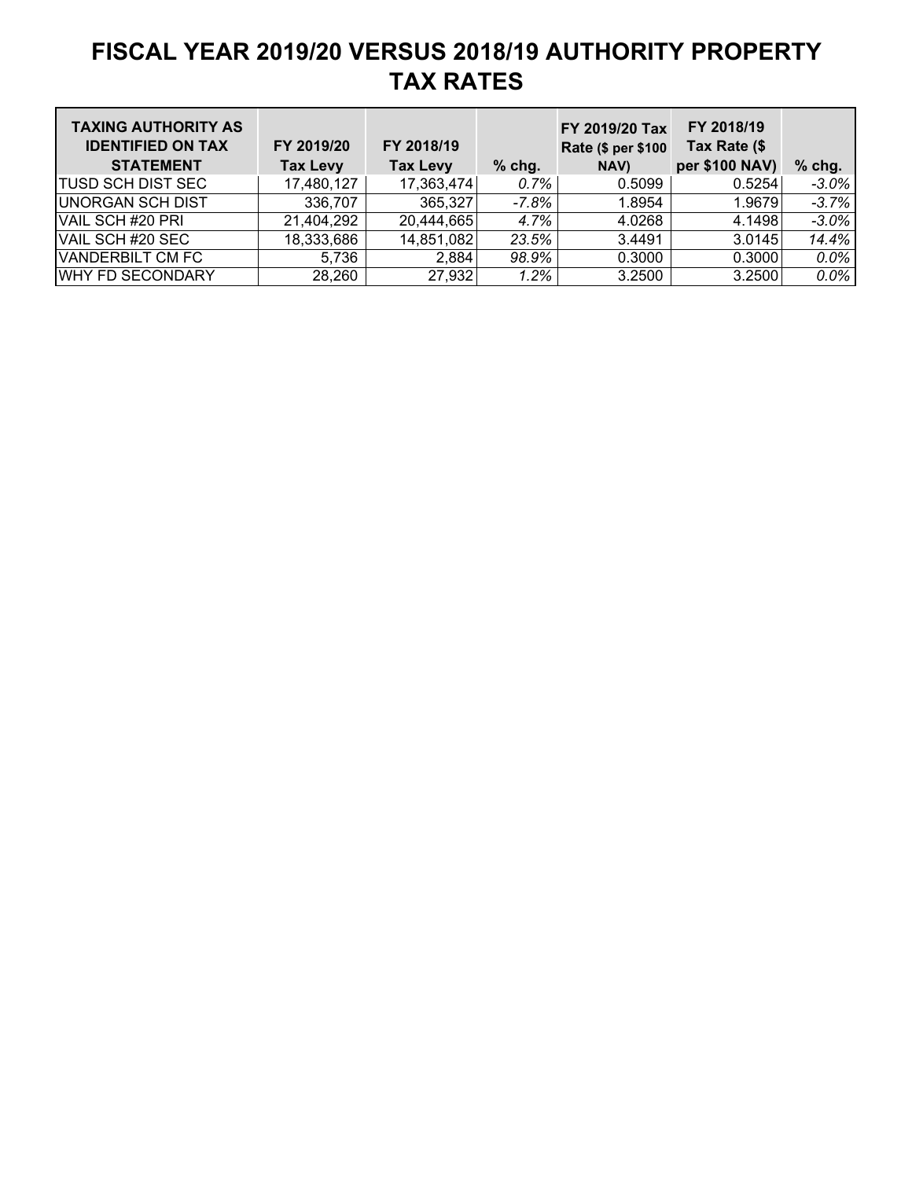# FISCAL YEAR 2019/20 VERSUS 2018/19 AUTHORITY PROPERTY TAX RATES

| TAXING AUTHORITY AS IDENTIFIED ON TAX STATEMENT | FY 2019/20 Tax Levy | FY 2018/19 Tax Levy | % chg. | FY 2019/20 Tax Rate ($ per $100 NAV) | FY 2018/19 Tax Rate ($ per $100 NAV) | % chg. |
|---|---|---|---|---|---|---|
| TUSD SCH DIST SEC | 17,480,127 | 17,363,474 | 0.7% | 0.5099 | 0.5254 | -3.0% |
| UNORGAN SCH DIST | 336,707 | 365,327 | -7.8% | 1.8954 | 1.9679 | -3.7% |
| VAIL SCH #20 PRI | 21,404,292 | 20,444,665 | 4.7% | 4.0268 | 4.1498 | -3.0% |
| VAIL SCH #20 SEC | 18,333,686 | 14,851,082 | 23.5% | 3.4491 | 3.0145 | 14.4% |
| VANDERBILT CM FC | 5,736 | 2,884 | 98.9% | 0.3000 | 0.3000 | 0.0% |
| WHY FD SECONDARY | 28,260 | 27,932 | 1.2% | 3.2500 | 3.2500 | 0.0% |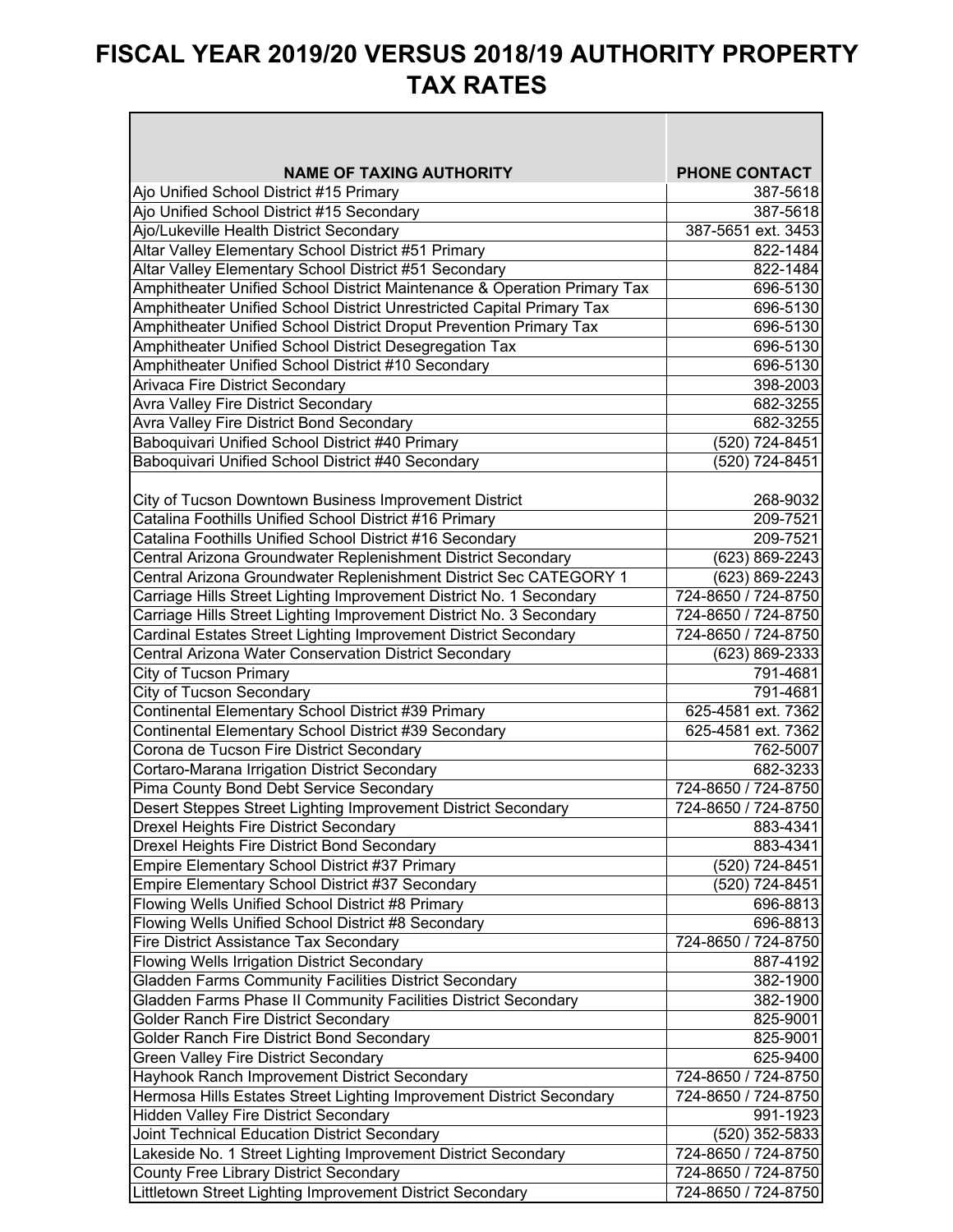# FISCAL YEAR 2019/20 VERSUS 2018/19 AUTHORITY PROPERTY TAX RATES

| NAME OF TAXING AUTHORITY | PHONE CONTACT |
|---|---|
| Ajo Unified School District #15 Primary | 387-5618 |
| Ajo Unified School District #15 Secondary | 387-5618 |
| Ajo/Lukeville Health District Secondary | 387-5651 ext. 3453 |
| Altar Valley Elementary School District #51 Primary | 822-1484 |
| Altar Valley Elementary School District #51 Secondary | 822-1484 |
| Amphitheater Unified School District Maintenance & Operation Primary Tax | 696-5130 |
| Amphitheater Unified School District Unrestricted Capital Primary Tax | 696-5130 |
| Amphitheater Unified School District Droput Prevention Primary Tax | 696-5130 |
| Amphitheater Unified School District Desegregation Tax | 696-5130 |
| Amphitheater Unified School District #10 Secondary | 696-5130 |
| Arivaca Fire District Secondary | 398-2003 |
| Avra Valley Fire District Secondary | 682-3255 |
| Avra Valley Fire District Bond Secondary | 682-3255 |
| Baboquivari Unified School District #40 Primary | (520) 724-8451 |
| Baboquivari Unified School District #40 Secondary | (520) 724-8451 |
| City of Tucson Downtown Business Improvement District | 268-9032 |
| Catalina Foothills Unified School District #16 Primary | 209-7521 |
| Catalina Foothills Unified School District #16 Secondary | 209-7521 |
| Central Arizona Groundwater Replenishment District Secondary | (623) 869-2243 |
| Central Arizona Groundwater Replenishment District Sec CATEGORY 1 | (623) 869-2243 |
| Carriage Hills Street Lighting Improvement District No. 1 Secondary | 724-8650 / 724-8750 |
| Carriage Hills Street Lighting Improvement District No. 3 Secondary | 724-8650 / 724-8750 |
| Cardinal Estates Street Lighting Improvement District Secondary | 724-8650 / 724-8750 |
| Central Arizona Water Conservation District Secondary | (623) 869-2333 |
| City of Tucson Primary | 791-4681 |
| City of Tucson Secondary | 791-4681 |
| Continental Elementary School District #39 Primary | 625-4581 ext. 7362 |
| Continental Elementary School District #39 Secondary | 625-4581 ext. 7362 |
| Corona de Tucson Fire District Secondary | 762-5007 |
| Cortaro-Marana Irrigation District Secondary | 682-3233 |
| Pima County Bond Debt Service Secondary | 724-8650 / 724-8750 |
| Desert Steppes Street Lighting Improvement District Secondary | 724-8650 / 724-8750 |
| Drexel Heights Fire District Secondary | 883-4341 |
| Drexel Heights Fire District Bond Secondary | 883-4341 |
| Empire Elementary School District #37 Primary | (520) 724-8451 |
| Empire Elementary School District #37 Secondary | (520) 724-8451 |
| Flowing Wells Unified School District #8 Primary | 696-8813 |
| Flowing Wells Unified School District #8 Secondary | 696-8813 |
| Fire District Assistance Tax Secondary | 724-8650 / 724-8750 |
| Flowing Wells Irrigation District Secondary | 887-4192 |
| Gladden Farms Community Facilities District Secondary | 382-1900 |
| Gladden Farms Phase II Community Facilities District Secondary | 382-1900 |
| Golder Ranch Fire District Secondary | 825-9001 |
| Golder Ranch Fire District Bond Secondary | 825-9001 |
| Green Valley Fire District Secondary | 625-9400 |
| Hayhook Ranch Improvement District Secondary | 724-8650 / 724-8750 |
| Hermosa Hills Estates Street Lighting Improvement District Secondary | 724-8650 / 724-8750 |
| Hidden Valley Fire District Secondary | 991-1923 |
| Joint Technical Education District Secondary | (520) 352-5833 |
| Lakeside No. 1 Street Lighting Improvement District Secondary | 724-8650 / 724-8750 |
| County Free Library District Secondary | 724-8650 / 724-8750 |
| Littletown Street Lighting Improvement District Secondary | 724-8650 / 724-8750 |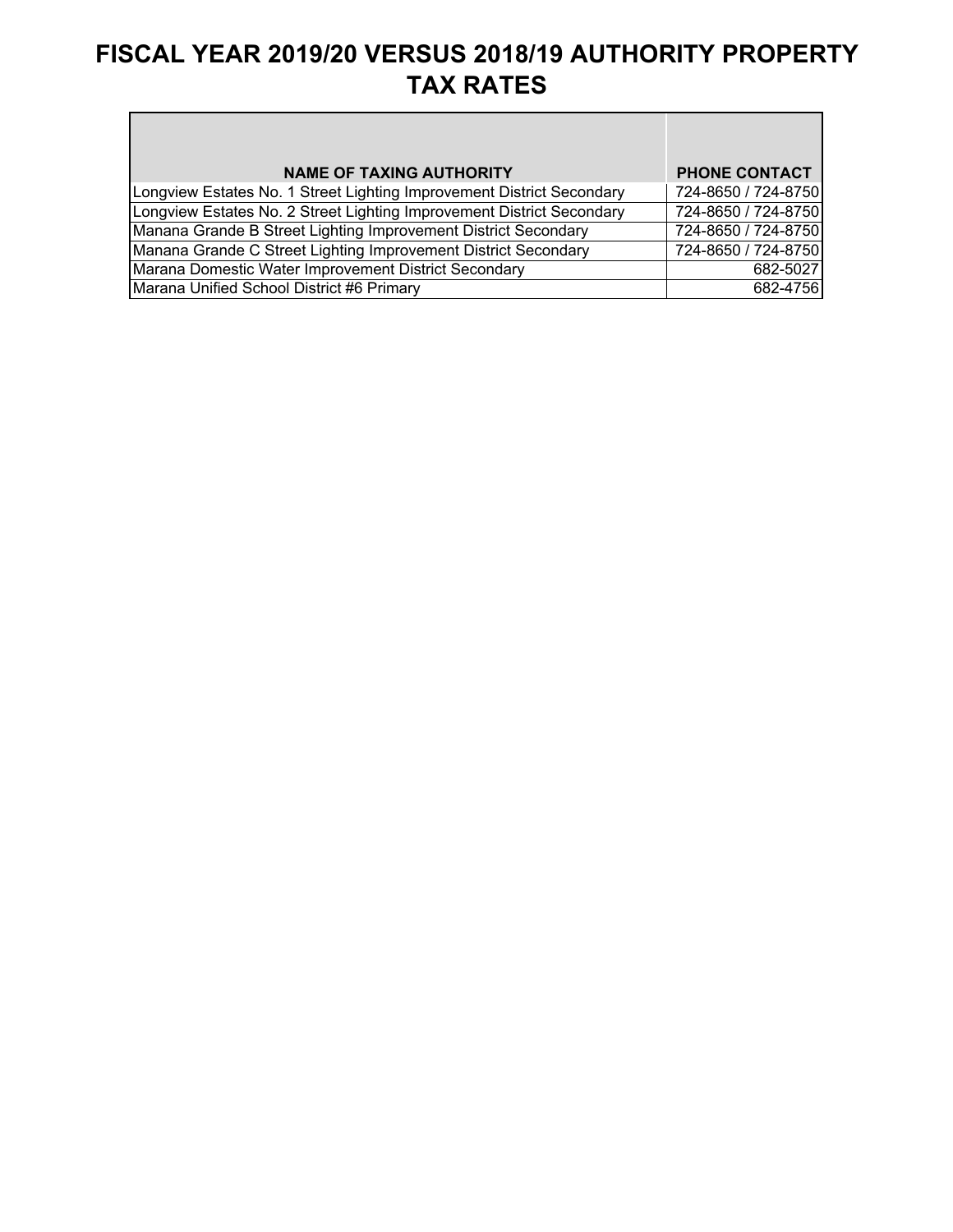# FISCAL YEAR 2019/20 VERSUS 2018/19 AUTHORITY PROPERTY TAX RATES

| NAME OF TAXING AUTHORITY | PHONE CONTACT |
| --- | --- |
| Longview Estates No. 1 Street Lighting Improvement District Secondary | 724-8650 / 724-8750 |
| Longview Estates No. 2 Street Lighting Improvement District Secondary | 724-8650 / 724-8750 |
| Manana Grande B Street Lighting Improvement District Secondary | 724-8650 / 724-8750 |
| Manana Grande C Street Lighting Improvement District Secondary | 724-8650 / 724-8750 |
| Marana Domestic Water Improvement District Secondary | 682-5027 |
| Marana Unified School District #6 Primary | 682-4756 |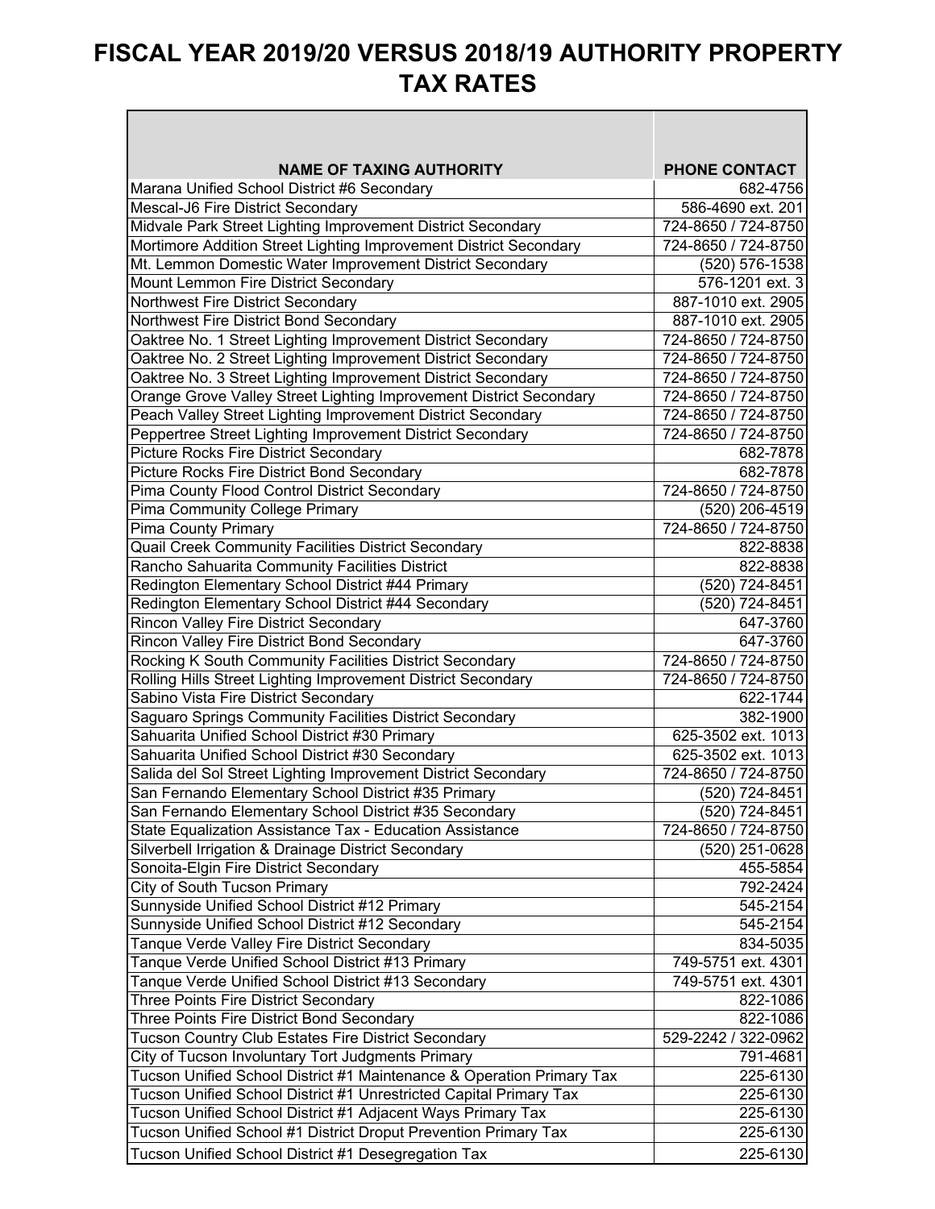# FISCAL YEAR 2019/20 VERSUS 2018/19 AUTHORITY PROPERTY TAX RATES

| NAME OF TAXING AUTHORITY | PHONE CONTACT |
|---|---|
| Marana Unified School District #6 Secondary | 682-4756 |
| Mescal-J6 Fire District Secondary | 586-4690 ext. 201 |
| Midvale Park Street Lighting Improvement District Secondary | 724-8650 / 724-8750 |
| Mortimore Addition Street Lighting Improvement District Secondary | 724-8650 / 724-8750 |
| Mt. Lemmon Domestic Water Improvement District Secondary | (520) 576-1538 |
| Mount Lemmon Fire District Secondary | 576-1201 ext. 3 |
| Northwest Fire District Secondary | 887-1010 ext. 2905 |
| Northwest Fire District Bond Secondary | 887-1010 ext. 2905 |
| Oaktree No. 1 Street Lighting Improvement District Secondary | 724-8650 / 724-8750 |
| Oaktree No. 2 Street Lighting Improvement District Secondary | 724-8650 / 724-8750 |
| Oaktree No. 3 Street Lighting Improvement District Secondary | 724-8650 / 724-8750 |
| Orange Grove Valley Street Lighting Improvement District Secondary | 724-8650 / 724-8750 |
| Peach Valley Street Lighting Improvement District Secondary | 724-8650 / 724-8750 |
| Peppertree Street Lighting Improvement District Secondary | 724-8650 / 724-8750 |
| Picture Rocks Fire District Secondary | 682-7878 |
| Picture Rocks Fire District Bond Secondary | 682-7878 |
| Pima County Flood Control District Secondary | 724-8650 / 724-8750 |
| Pima Community College Primary | (520) 206-4519 |
| Pima County Primary | 724-8650 / 724-8750 |
| Quail Creek Community Facilities District Secondary | 822-8838 |
| Rancho Sahuarita Community Facilities District | 822-8838 |
| Redington Elementary School District #44 Primary | (520) 724-8451 |
| Redington Elementary School District #44 Secondary | (520) 724-8451 |
| Rincon Valley Fire District Secondary | 647-3760 |
| Rincon Valley Fire District Bond Secondary | 647-3760 |
| Rocking K South Community Facilities District Secondary | 724-8650 / 724-8750 |
| Rolling Hills Street Lighting Improvement District Secondary | 724-8650 / 724-8750 |
| Sabino Vista Fire District Secondary | 622-1744 |
| Saguaro Springs Community Facilities District Secondary | 382-1900 |
| Sahuarita Unified School District #30 Primary | 625-3502 ext. 1013 |
| Sahuarita Unified School District #30 Secondary | 625-3502 ext. 1013 |
| Salida del Sol Street Lighting Improvement District Secondary | 724-8650 / 724-8750 |
| San Fernando Elementary School District #35 Primary | (520) 724-8451 |
| San Fernando Elementary School District #35 Secondary | (520) 724-8451 |
| State Equalization Assistance Tax - Education Assistance | 724-8650 / 724-8750 |
| Silverbell Irrigation & Drainage District Secondary | (520) 251-0628 |
| Sonoita-Elgin Fire District Secondary | 455-5854 |
| City of South Tucson Primary | 792-2424 |
| Sunnyside Unified School District #12 Primary | 545-2154 |
| Sunnyside Unified School District #12 Secondary | 545-2154 |
| Tanque Verde Valley Fire District Secondary | 834-5035 |
| Tanque Verde Unified School District #13 Primary | 749-5751 ext. 4301 |
| Tanque Verde Unified School District #13 Secondary | 749-5751 ext. 4301 |
| Three Points Fire District Secondary | 822-1086 |
| Three Points Fire District Bond Secondary | 822-1086 |
| Tucson Country Club Estates Fire District Secondary | 529-2242 / 322-0962 |
| City of Tucson Involuntary Tort Judgments Primary | 791-4681 |
| Tucson Unified School District #1 Maintenance & Operation Primary Tax | 225-6130 |
| Tucson Unified School District #1 Unrestricted Capital Primary Tax | 225-6130 |
| Tucson Unified School District #1 Adjacent Ways Primary Tax | 225-6130 |
| Tucson Unified School #1 District Droput Prevention Primary Tax | 225-6130 |
| Tucson Unified School District #1 Desegregation Tax | 225-6130 |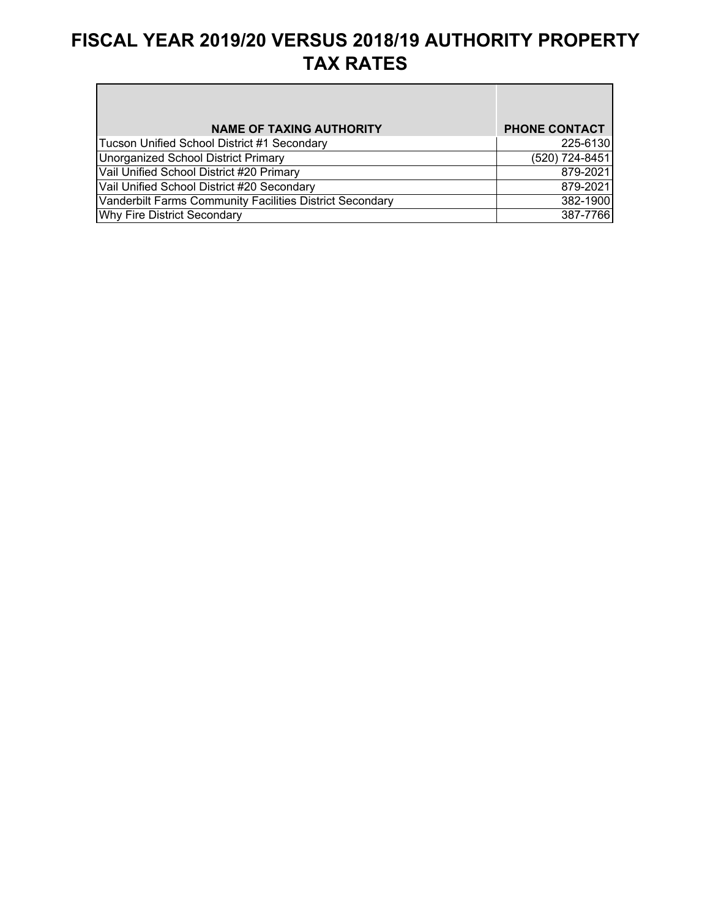# FISCAL YEAR 2019/20 VERSUS 2018/19 AUTHORITY PROPERTY TAX RATES

| NAME OF TAXING AUTHORITY | PHONE CONTACT |
|---|---|
| Tucson Unified School District #1 Secondary | 225-6130 |
| Unorganized School District Primary | (520) 724-8451 |
| Vail Unified School District #20 Primary | 879-2021 |
| Vail Unified School District #20 Secondary | 879-2021 |
| Vanderbilt Farms Community Facilities District Secondary | 382-1900 |
| Why Fire District Secondary | 387-7766 |